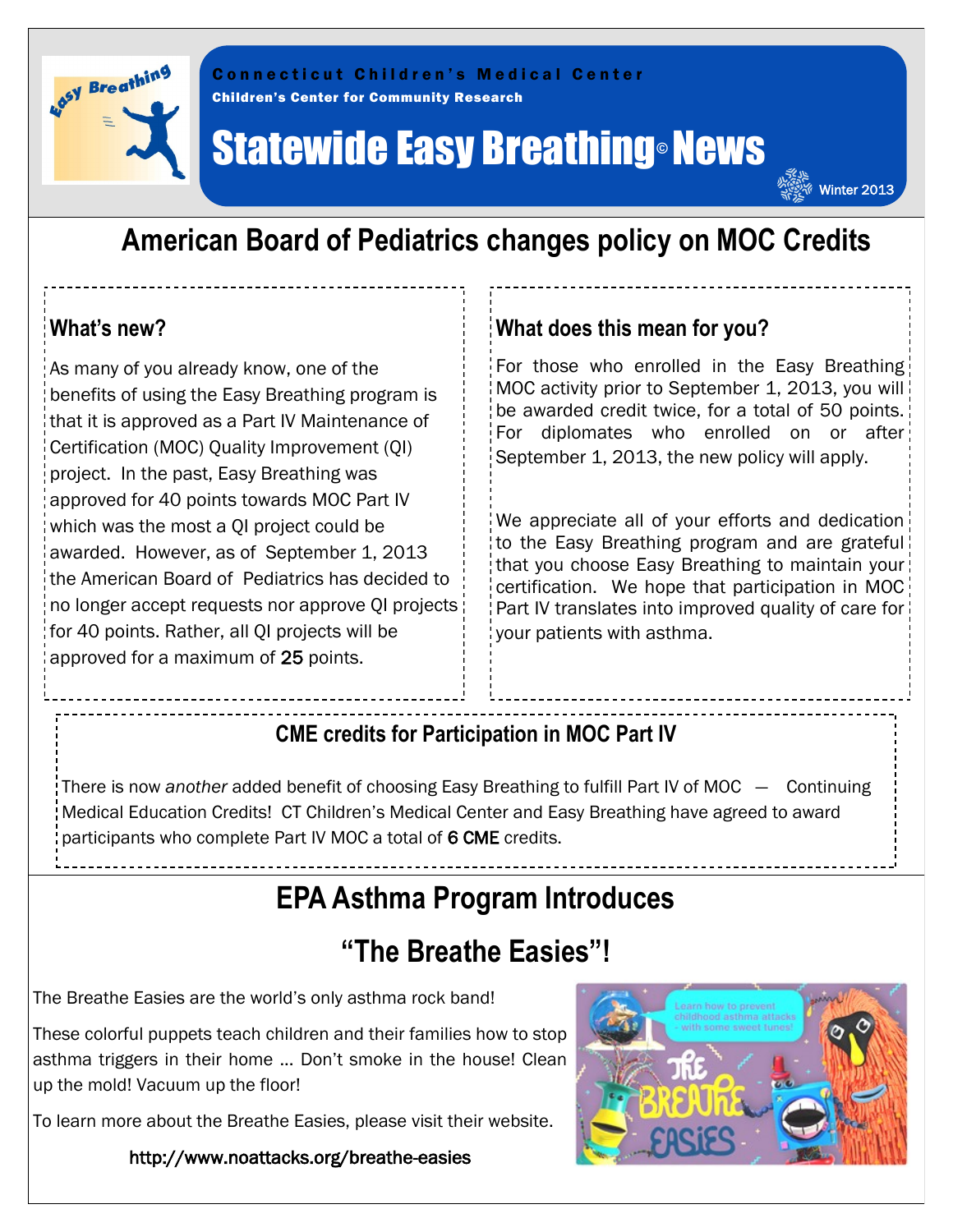Connecticut Children's Medical Center

Children's Center for Community Research

# Statewide Easy Breathing© News

Winter 2013

## American Board of Pediatrics changes policy on MOC Credits

### What's new?

As many of you already know, one of the benefits of using the Easy Breathing program is that it is approved as a Part IV Maintenance of Certification (MOC) Quality Improvement (QI) project. In the past, Easy Breathing was approved for 40 points towards MOC Part IV which was the most a QI project could be awarded. However, as of September 1, 2013 the American Board of Pediatrics has decided to no longer accept requests nor approve QI projects for 40 points. Rather, all QI projects will be approved for a maximum of 25 points.

### What does this mean for you?

For those who enrolled in the Easy Breathing MOC activity prior to September 1, 2013, you will be awarded credit twice, for a total of 50 points. For diplomates who enrolled on or after September 1, 2013, the new policy will apply.

We appreciate all of your efforts and dedication to the Easy Breathing program and are grateful that you choose Easy Breathing to maintain your certification. We hope that participation in MOC Part IV translates into improved quality of care for your patients with asthma.

### CME credits for Participation in MOC Part IV

There is now *another* added benefit of choosing Easy Breathing to fulfill Part IV of MOC — Continuing Medical Education Credits! CT Children's Medical Center and Easy Breathing have agreed to award participants who complete Part IV MOC a total of 6 CME credits.

## EPA Asthma Program Introduces "The Breathe Easies"!

The Breathe Easies are the world's only asthma rock band!

These colorful puppets teach children and their families how to stop asthma triggers in their home … Don't smoke in the house! Clean up the mold! Vacuum up the floor!

To learn more about the Breathe Easies, please visit their website.

http://www.noattacks.org/breathe-easies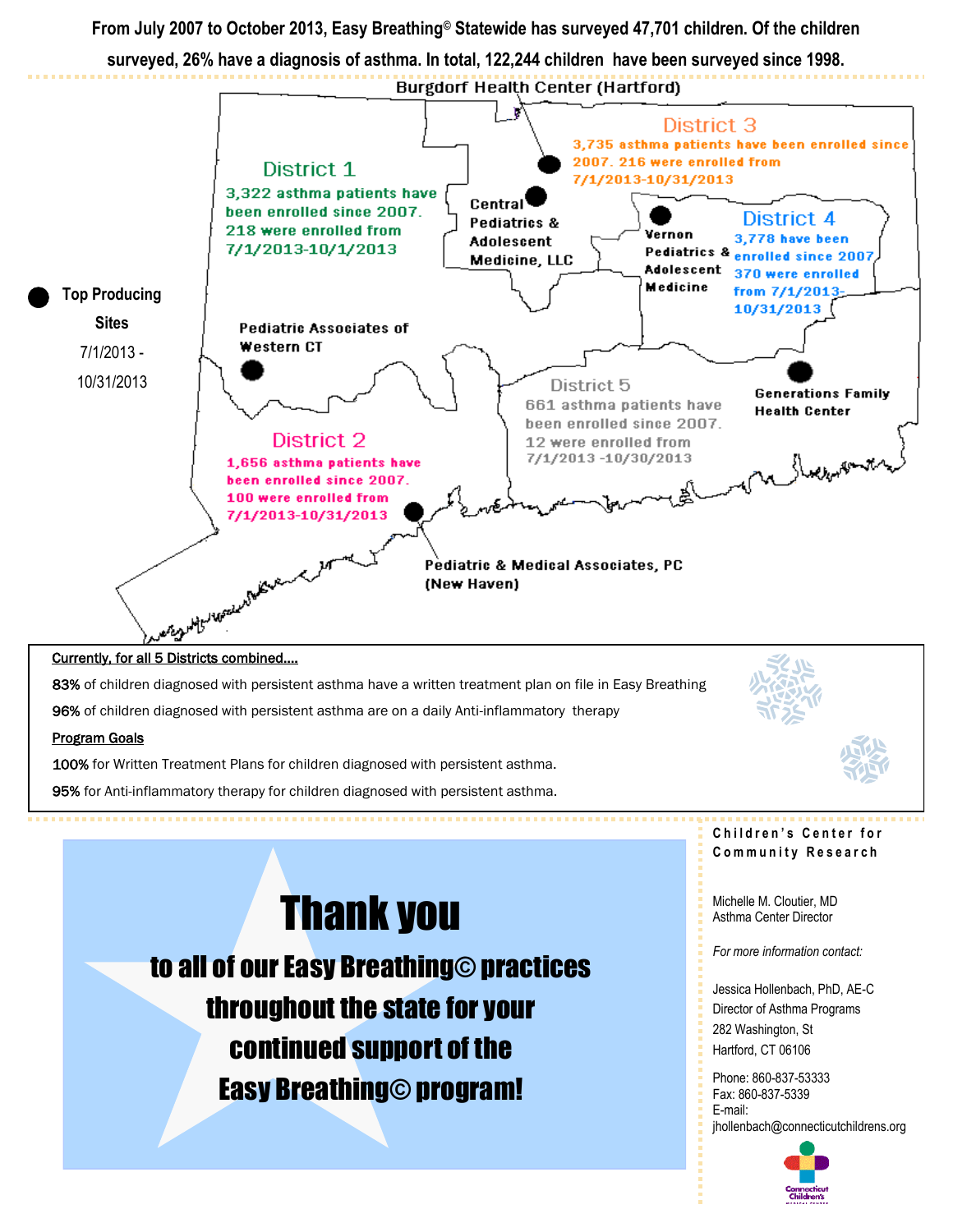**From July 2007 to October 2013, Easy Breathing© Statewide has surveyed 47,701 children. Of the children surveyed, 26% have a diagnosis of asthma. In total, 122,244 children have been surveyed since 1998.**

Burgdorf Health Center (Hartford)

District 1

3,322 asthma patients have been enrolled since 2007. 218 were enrolled from 7/1/2013-10/1/2013

District 3

3,735 asthma patients have been enrolled since 2007. 216 were enrolled from 7/1/2013-10/31/2013

Central Pediatrics & Adolescent Medicine, LLC

Vernon Pediatrics & Adolescent Medicine

District 4

3,778 have been enrolled since 2007 370 were enrolled from 7/1/2013-10/31/2013

Top Producing Sites 7/1/2013 - 10/31/2013

Pediatric Associates of Western CT

District 5

661 asthma patients have been enrolled since 2007. 12 were enrolled from 7/1/2013 -10/30/2013

Generations Family Health Center

District 2

1,656 asthma patients have been enrolled since 2007. 100 were enrolled from 7/1/2013-10/31/2013

Pediatric & Medical Associates, PC (New Haven)

Currently, for all 5 Districts combined….

**83%** of children diagnosed with persistent asthma have a written treatment plan on file in Easy Breathing

**96%** of children diagnosed with persistent asthma are on a daily Anti-inflammatory therapy

Program Goals

**100%** for Written Treatment Plans for children diagnosed with persistent asthma.

**95%** for Anti-inflammatory therapy for children diagnosed with persistent asthma.

# Thank you

## to all of our Easy Breathing© practices throughout the state for your continued support of the Easy Breathing© program!

**Children's Center for Community Research**

Michelle M. Cloutier, MD
Asthma Center Director

*For more information contact:*

Jessica Hollenbach, PhD, AE-C
Director of Asthma Programs
282 Washington, St
Hartford, CT 06106

Phone: 860-837-53333
Fax: 860-837-5339
E-mail: jhollenbach@connecticutchildrens.org

Connecticut Children's